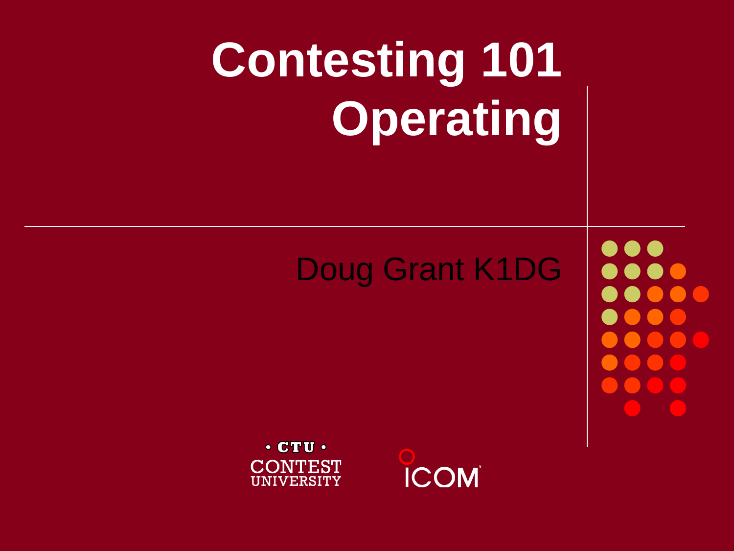# Contesting 101
# Operating

Doug Grant K1DG

• CTU •
CONTEST UNIVERSITY

ICOM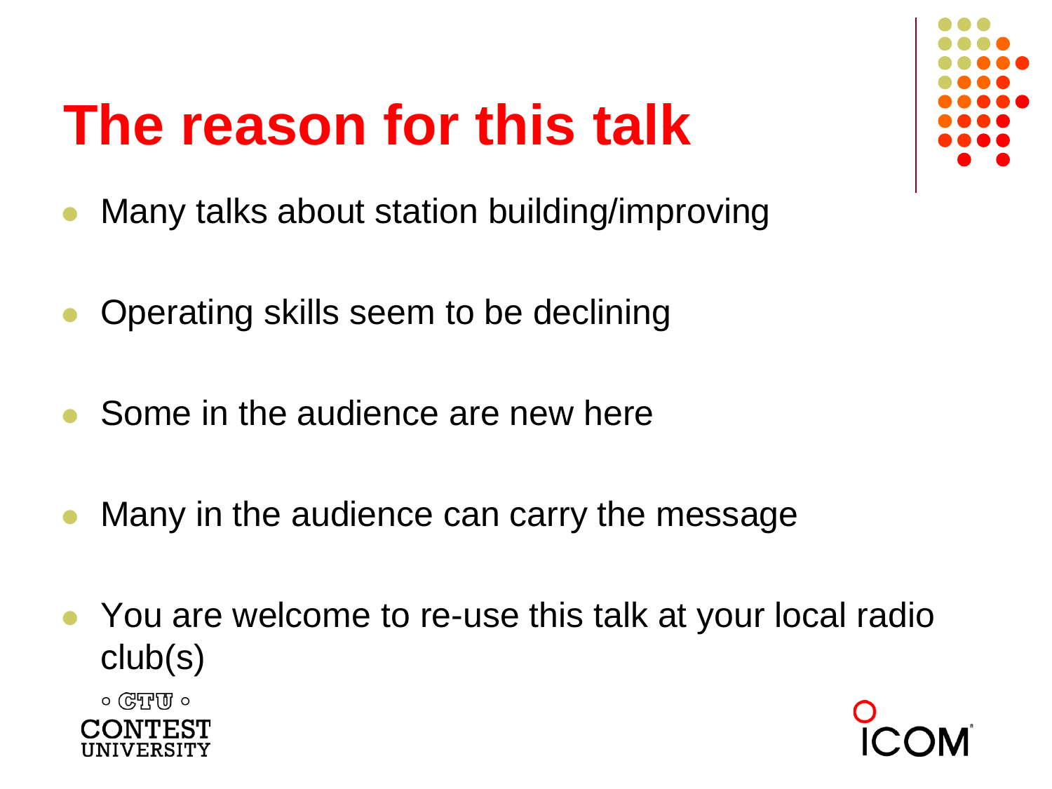# The reason for this talk

- Many talks about station building/improving
- Operating skills seem to be declining
- Some in the audience are new here
- Many in the audience can carry the message
- You are welcome to re-use this talk at your local radio club(s)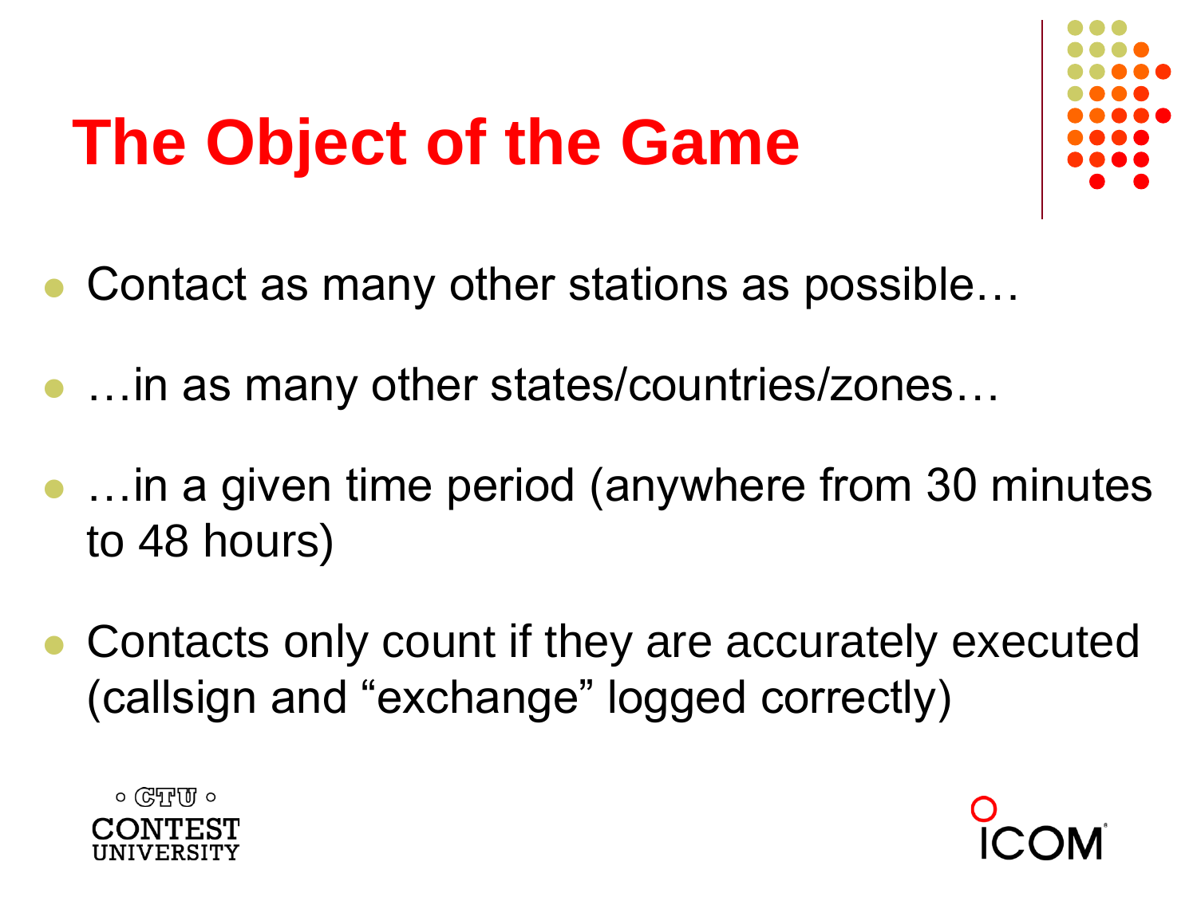# The Object of the Game

- Contact as many other stations as possible…
- …in as many other states/countries/zones…
- …in a given time period (anywhere from 30 minutes to 48 hours)
- Contacts only count if they are accurately executed (callsign and “exchange” logged correctly)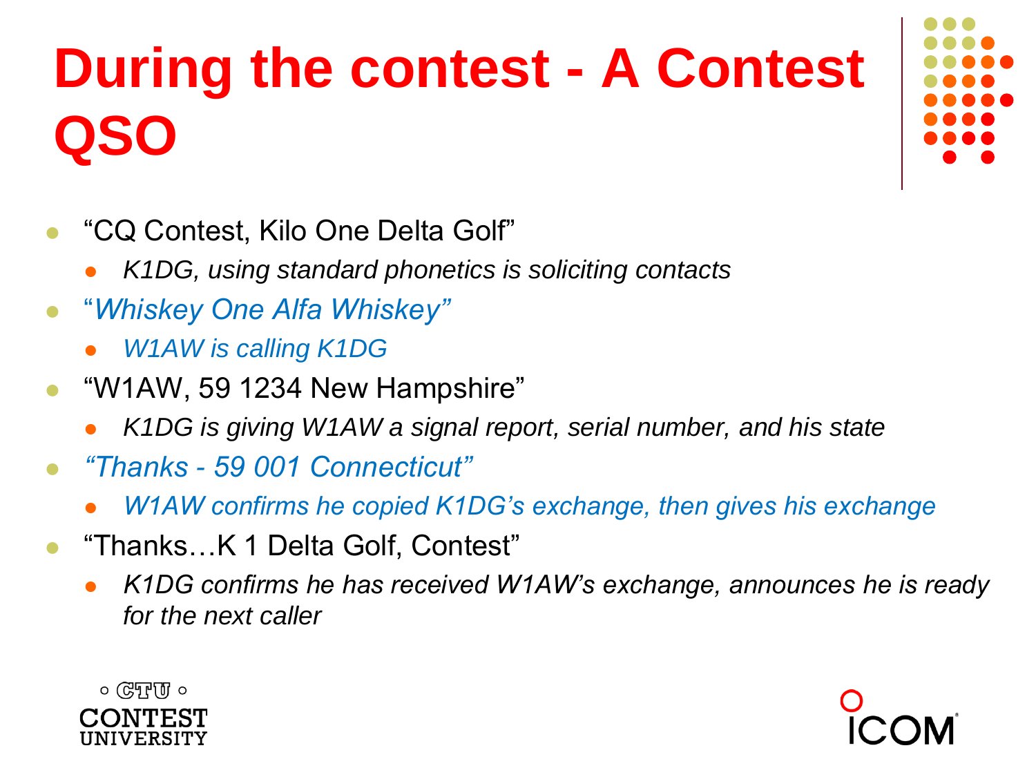# During the contest - A Contest QSO

- "CQ Contest, Kilo One Delta Golf"
  - *K1DG, using standard phonetics is soliciting contacts*
- "*Whiskey One Alfa Whiskey"*
  - *W1AW is calling K1DG*
- "W1AW, 59 1234 New Hampshire"
  - *K1DG is giving W1AW a signal report, serial number, and his state*
- *"Thanks - 59 001 Connecticut"*
  - *W1AW confirms he copied K1DG's exchange, then gives his exchange*
- "Thanks…K 1 Delta Golf, Contest"
  - *K1DG confirms he has received W1AW's exchange, announces he is ready for the next caller*

CTU CONTEST UNIVERSITY

ICOM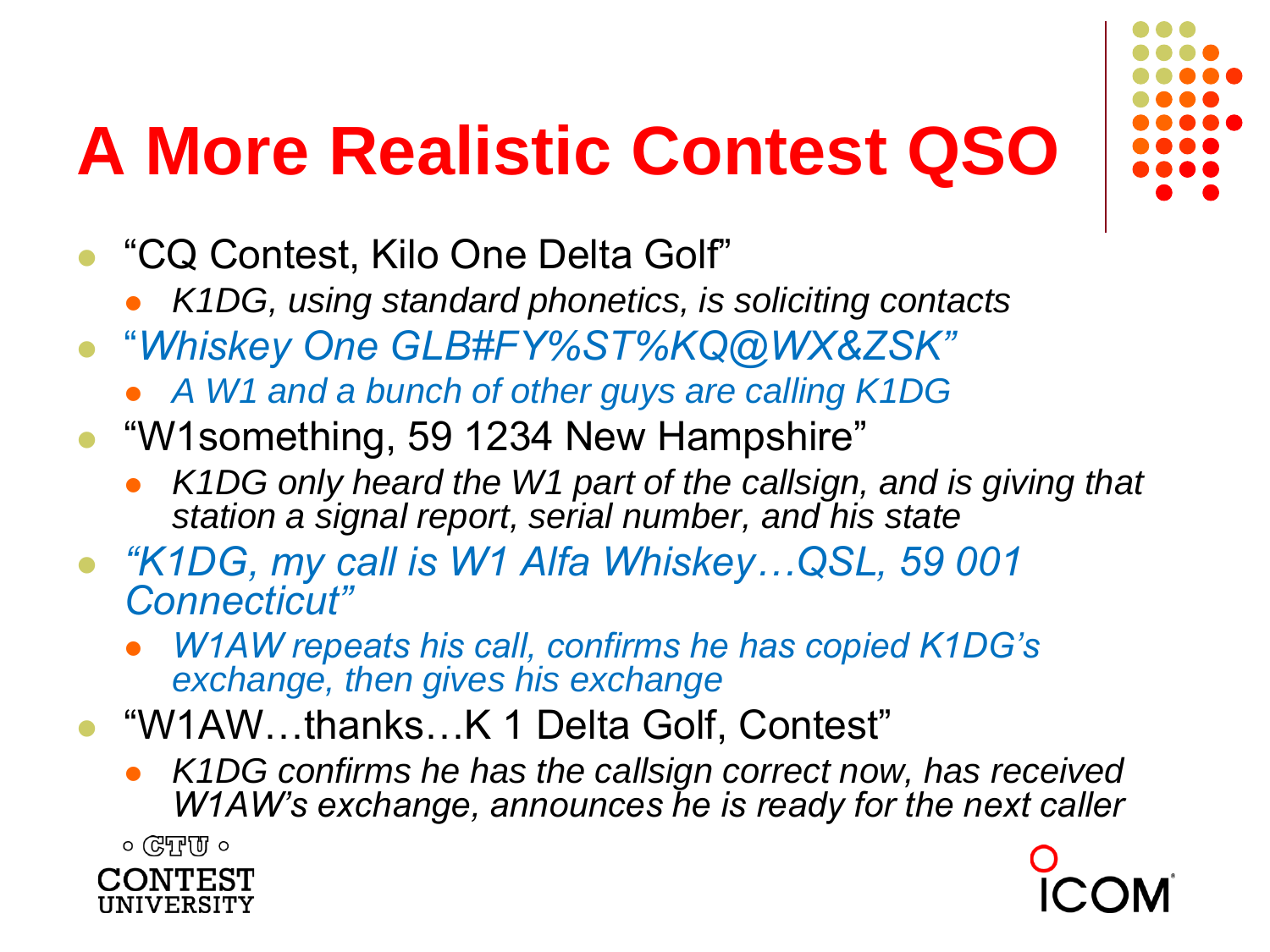# A More Realistic Contest QSO

- "CQ Contest, Kilo One Delta Golf"
  - *K1DG, using standard phonetics, is soliciting contacts*
- *"Whiskey One GLB#FY%ST%KQ@WX&ZSK"*
  - *A W1 and a bunch of other guys are calling K1DG*
- "W1something, 59 1234 New Hampshire"
  - *K1DG only heard the W1 part of the callsign, and is giving that station a signal report, serial number, and his state*
- *"K1DG, my call is W1 Alfa Whiskey…QSL, 59 001 Connecticut"*
  - *W1AW repeats his call, confirms he has copied K1DG's exchange, then gives his exchange*
- "W1AW…thanks…K 1 Delta Golf, Contest"
  - *K1DG confirms he has the callsign correct now, has received W1AW's exchange, announces he is ready for the next caller*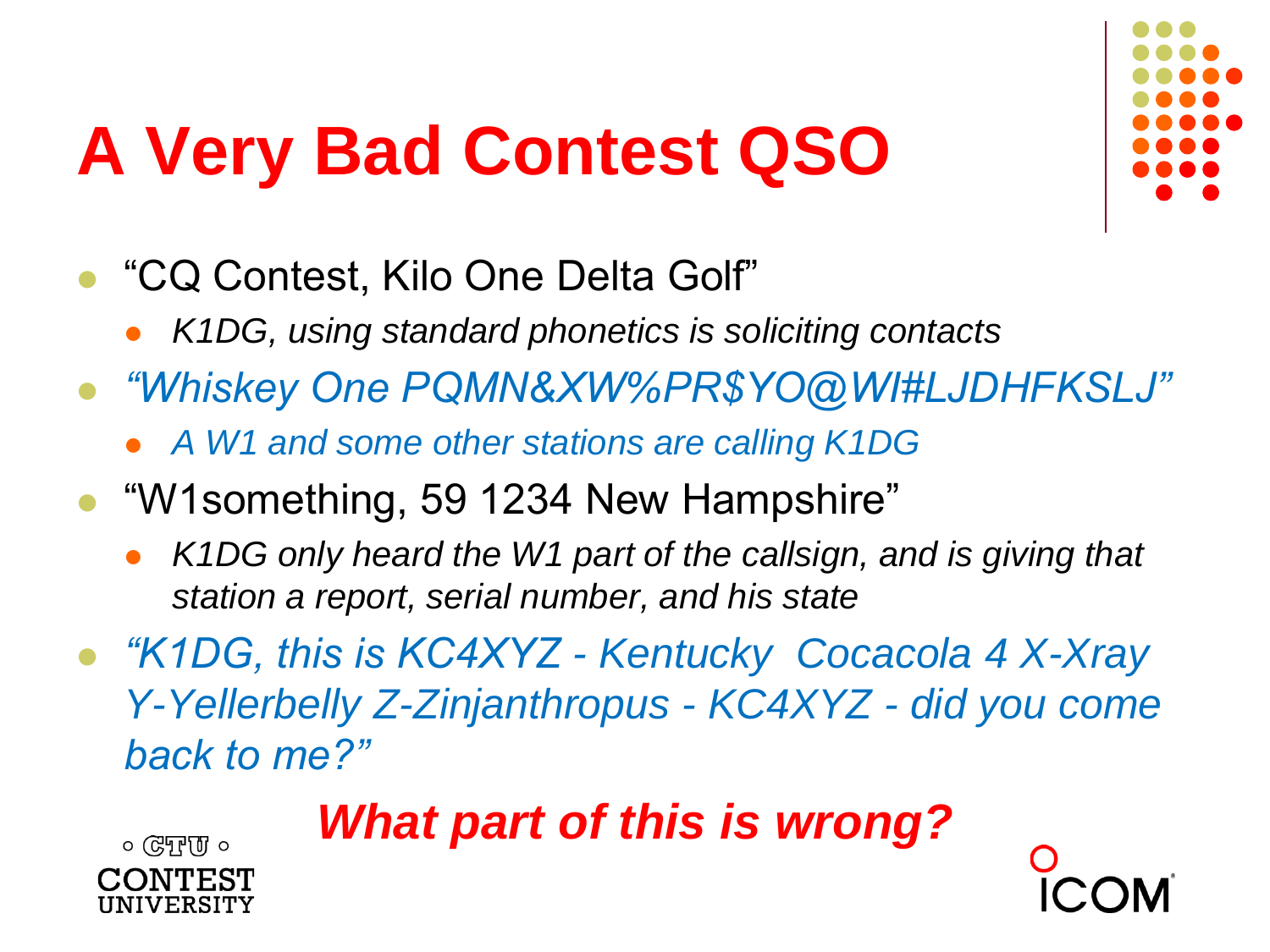# A Very Bad Contest QSO

- "CQ Contest, Kilo One Delta Golf"
  - *K1DG, using standard phonetics is soliciting contacts*
- *"Whiskey One PQMN&XW%PR$YO@WI#LJDHFKSLJ"*
  - *A W1 and some other stations are calling K1DG*
- "W1something, 59 1234 New Hampshire"
  - *K1DG only heard the W1 part of the callsign, and is giving that station a report, serial number, and his state*
- *"K1DG, this is KC4XYZ - Kentucky Cocacola 4 X-Xray Y-Yellerbelly Z-Zinjanthropus - KC4XYZ - did you come back to me?"*

***What part of this is wrong?***

CTU CONTEST UNIVERSITY

ICOM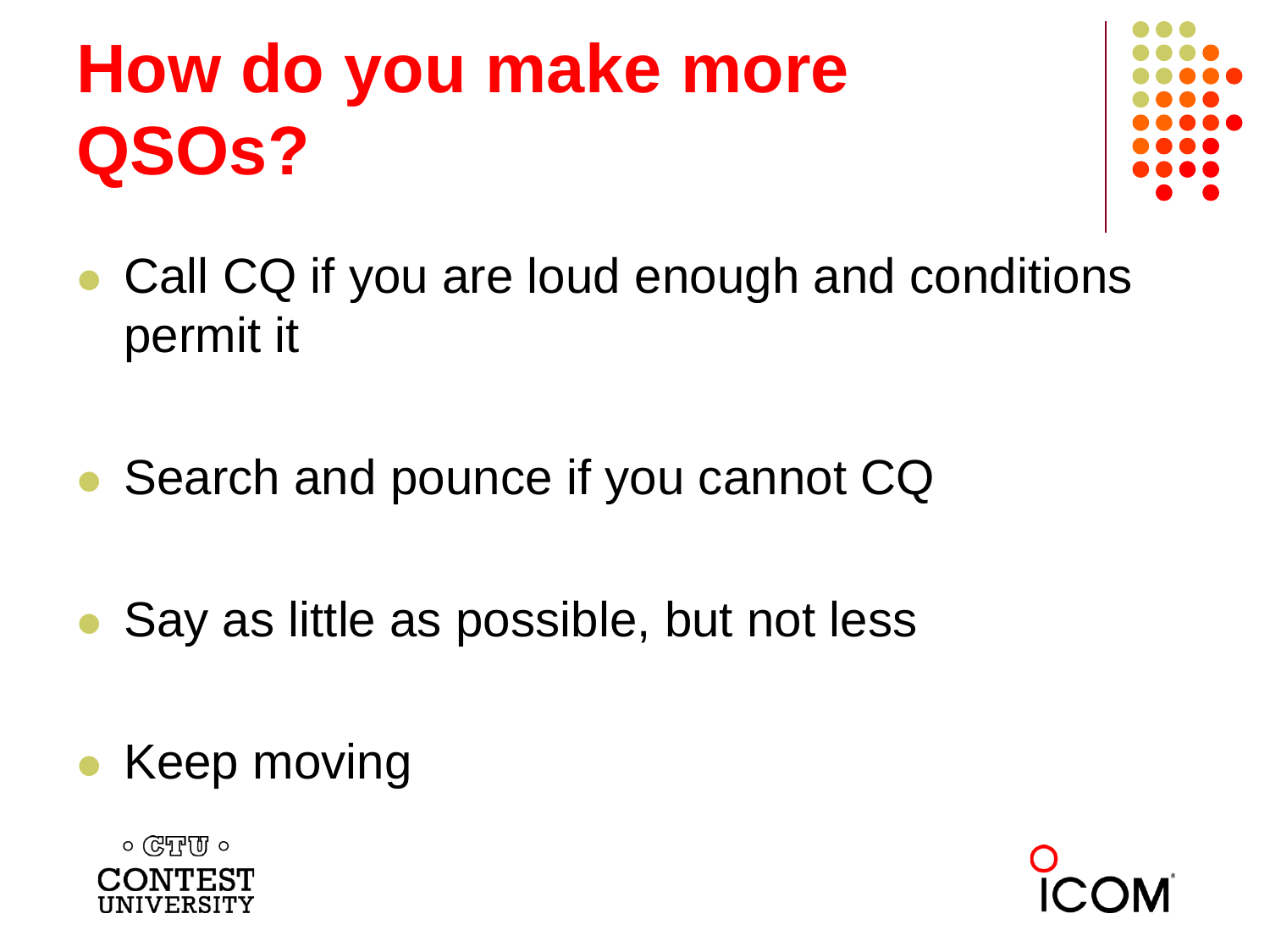# How do you make more QSOs?

- Call CQ if you are loud enough and conditions permit it
- Search and pounce if you cannot CQ
- Say as little as possible, but not less
- Keep moving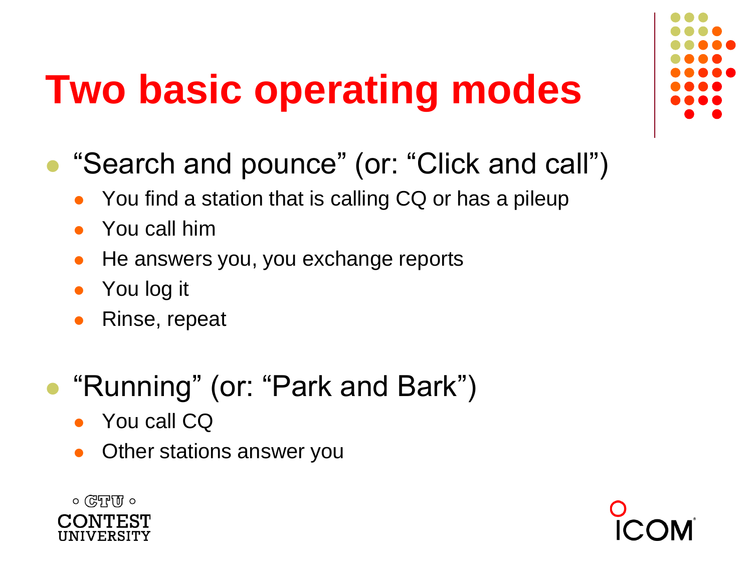# Two basic operating modes

- "Search and pounce" (or: "Click and call")
  - You find a station that is calling CQ or has a pileup
  - You call him
  - He answers you, you exchange reports
  - You log it
  - Rinse, repeat

- "Running" (or: "Park and Bark")
  - You call CQ
  - Other stations answer you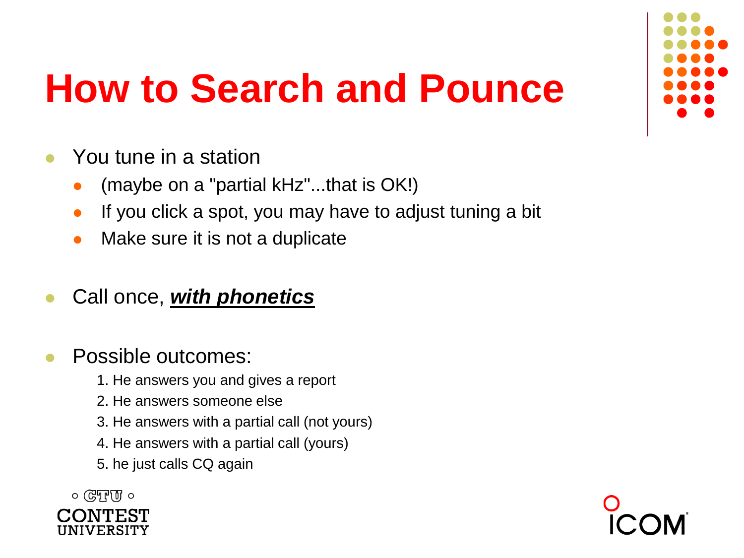# How to Search and Pounce

- You tune in a station
  - (maybe on a "partial kHz"...that is OK!)
  - If you click a spot, you may have to adjust tuning a bit
  - Make sure it is not a duplicate

- Call once, ***<u>with phonetics</u>***

- Possible outcomes:
  1. He answers you and gives a report
  2. He answers someone else
  3. He answers with a partial call (not yours)
  4. He answers with a partial call (yours)
  5. he just calls CQ again

CTU CONTEST UNIVERSITY

ICOM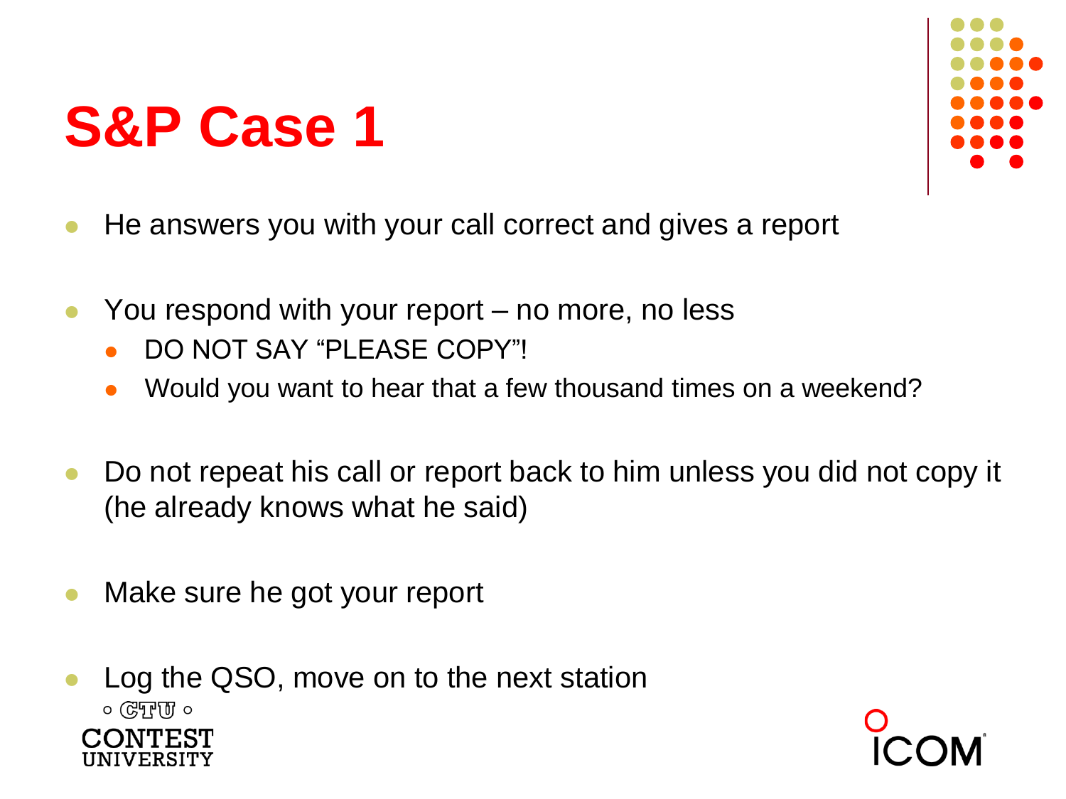# S&P Case 1

- He answers you with your call correct and gives a report
- You respond with your report – no more, no less
  - DO NOT SAY “PLEASE COPY”!
  - Would you want to hear that a few thousand times on a weekend?
- Do not repeat his call or report back to him unless you did not copy it (he already knows what he said)
- Make sure he got your report
- Log the QSO, move on to the next station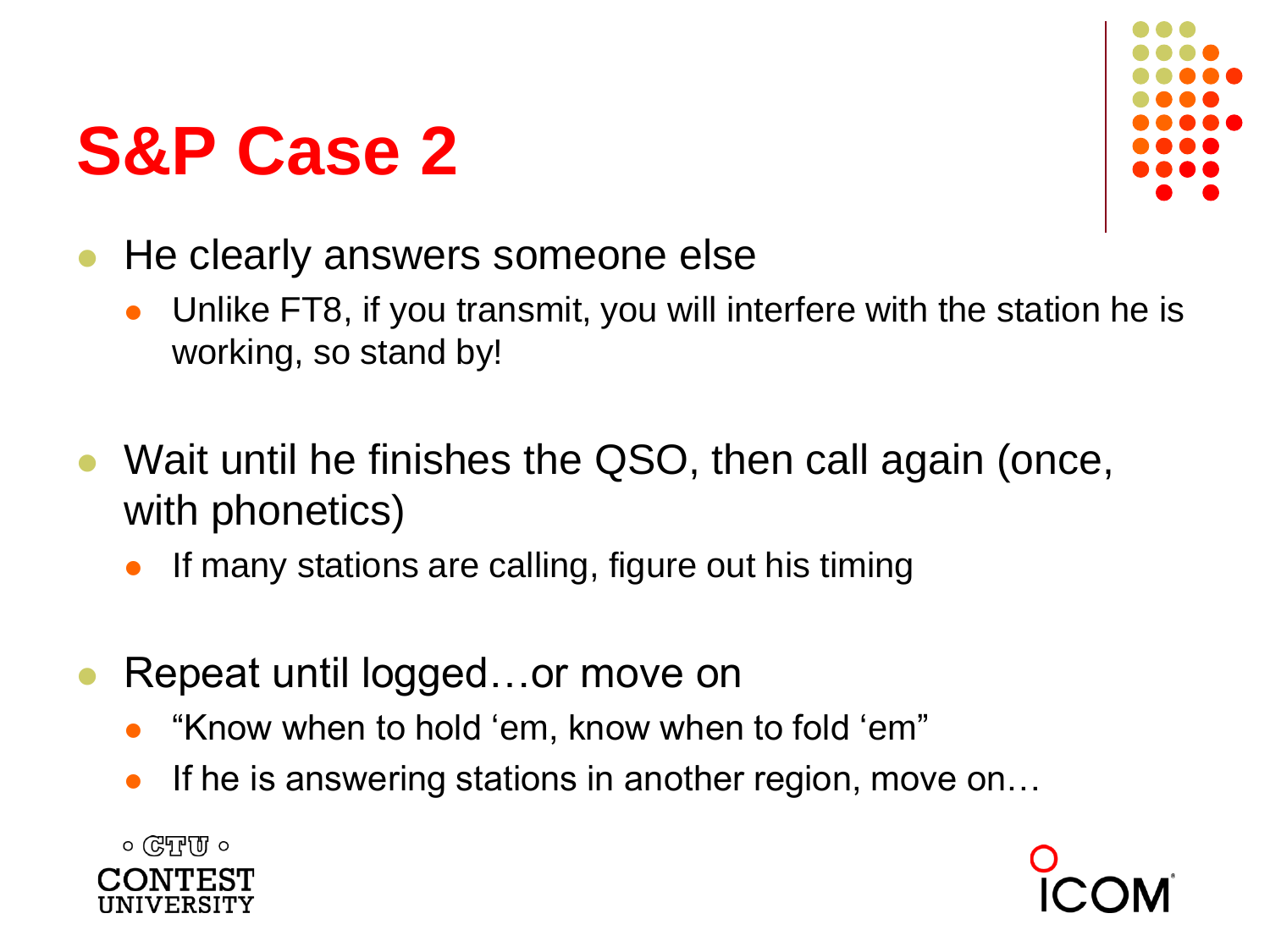# S&P Case 2

- He clearly answers someone else
  - Unlike FT8, if you transmit, you will interfere with the station he is working, so stand by!
- Wait until he finishes the QSO, then call again (once, with phonetics)
  - If many stations are calling, figure out his timing
- Repeat until logged…or move on
  - “Know when to hold ‘em, know when to fold ‘em”
  - If he is answering stations in another region, move on…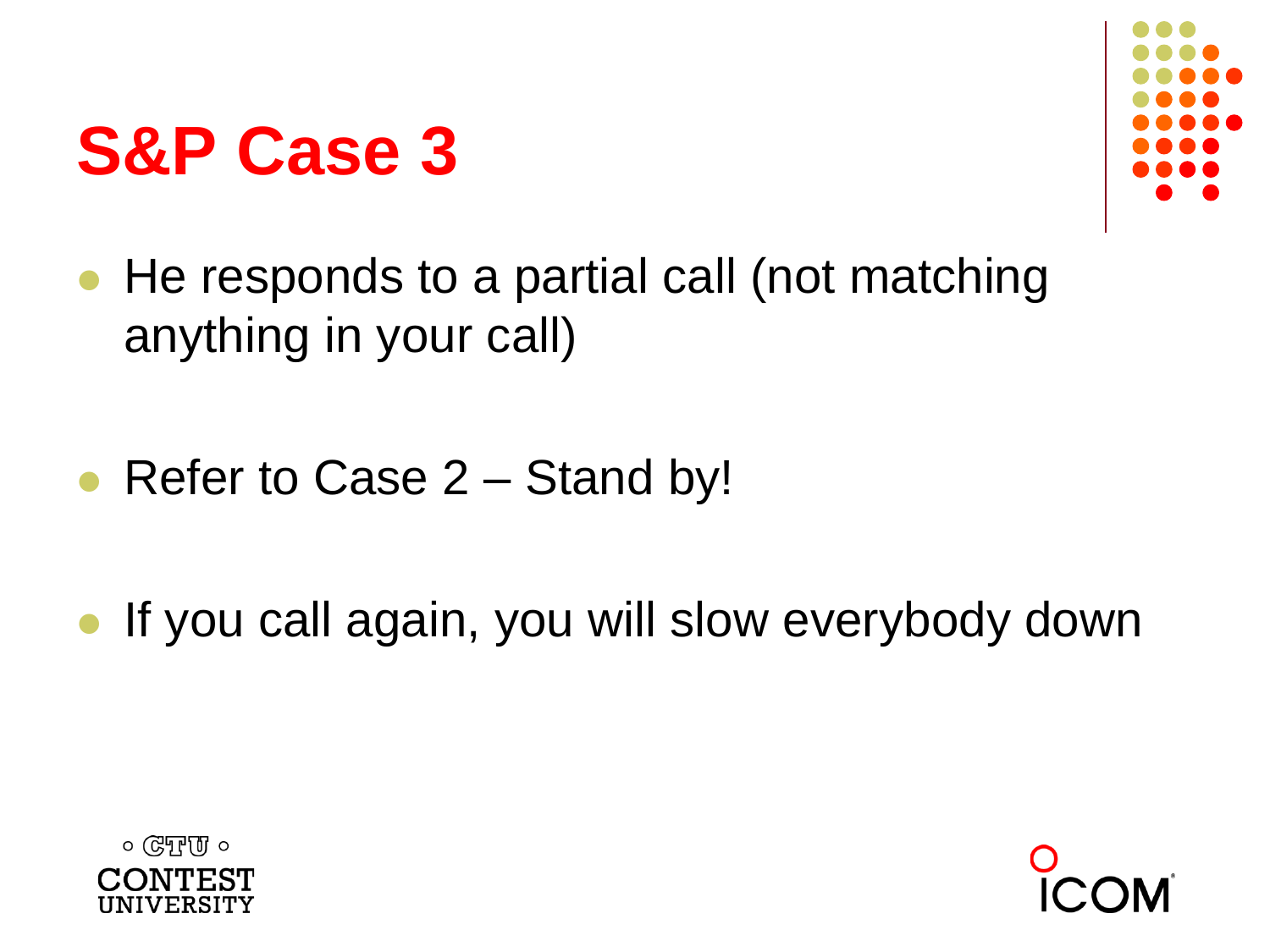# S&P Case 3

- He responds to a partial call (not matching anything in your call)
- Refer to Case 2 – Stand by!
- If you call again, you will slow everybody down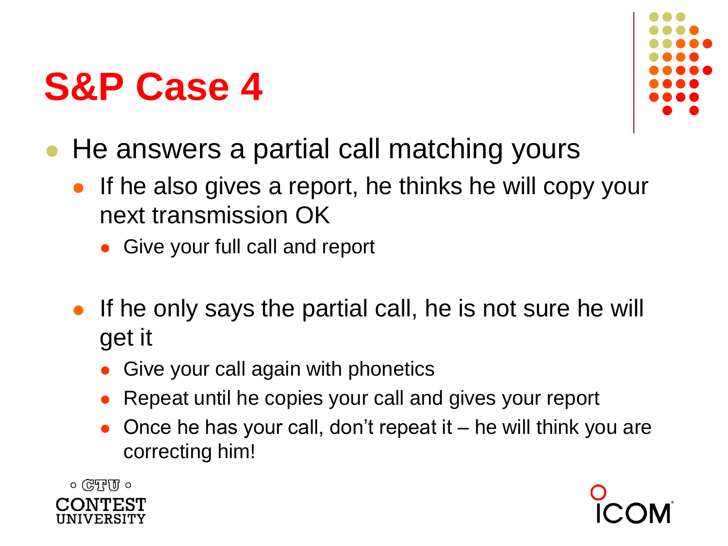# S&P Case 4

- He answers a partial call matching yours
  - If he also gives a report, he thinks he will copy your next transmission OK
    - Give your full call and report
  - If he only says the partial call, he is not sure he will get it
    - Give your call again with phonetics
    - Repeat until he copies your call and gives your report
    - Once he has your call, don't repeat it – he will think you are correcting him!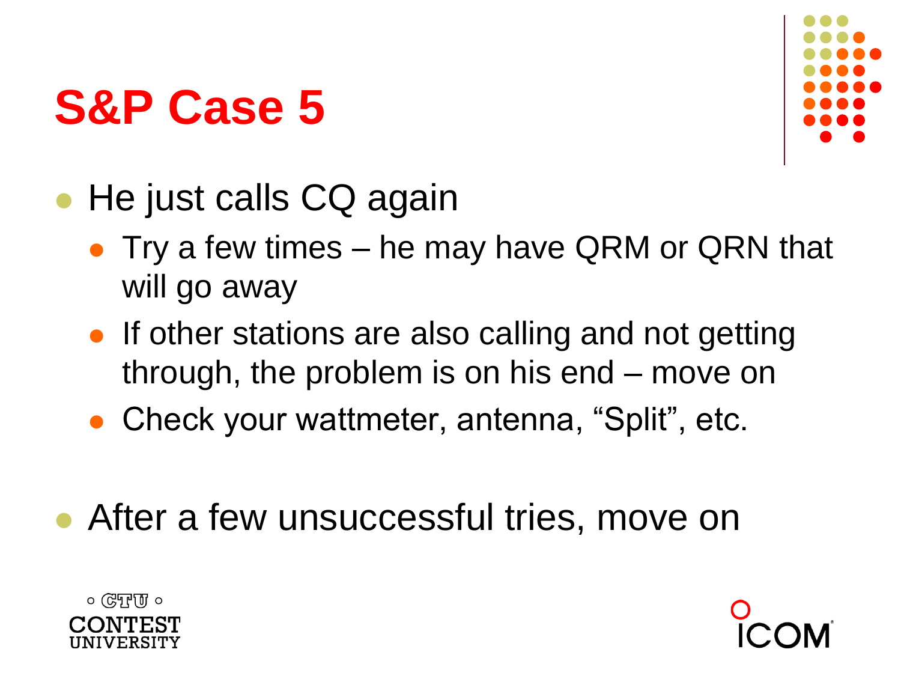# S&P Case 5

- He just calls CQ again
  - Try a few times – he may have QRM or QRN that will go away
  - If other stations are also calling and not getting through, the problem is on his end – move on
  - Check your wattmeter, antenna, "Split", etc.

- After a few unsuccessful tries, move on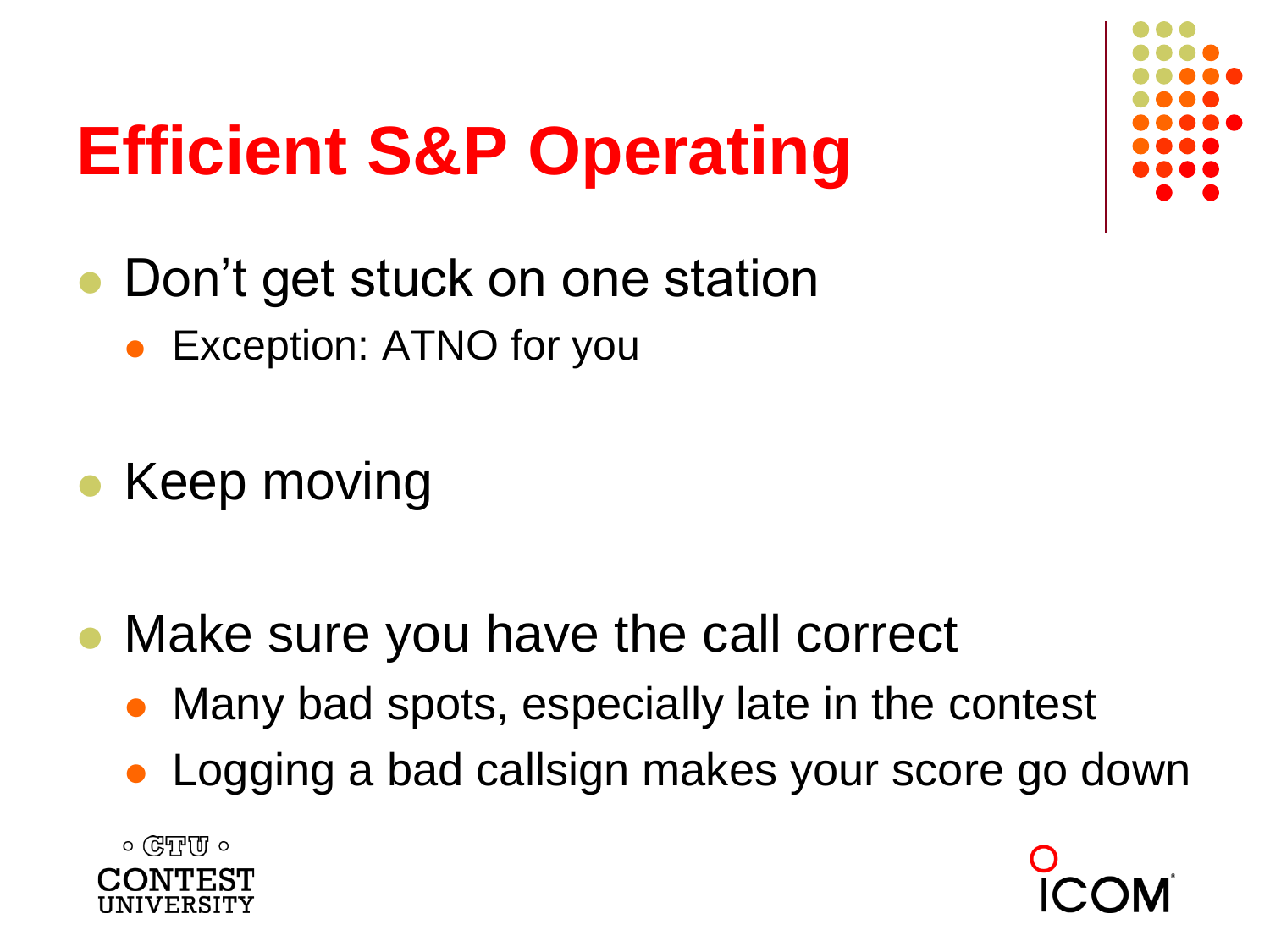# Efficient S&P Operating

- Don't get stuck on one station
  - Exception: ATNO for you
- Keep moving
- Make sure you have the call correct
  - Many bad spots, especially late in the contest
  - Logging a bad callsign makes your score go down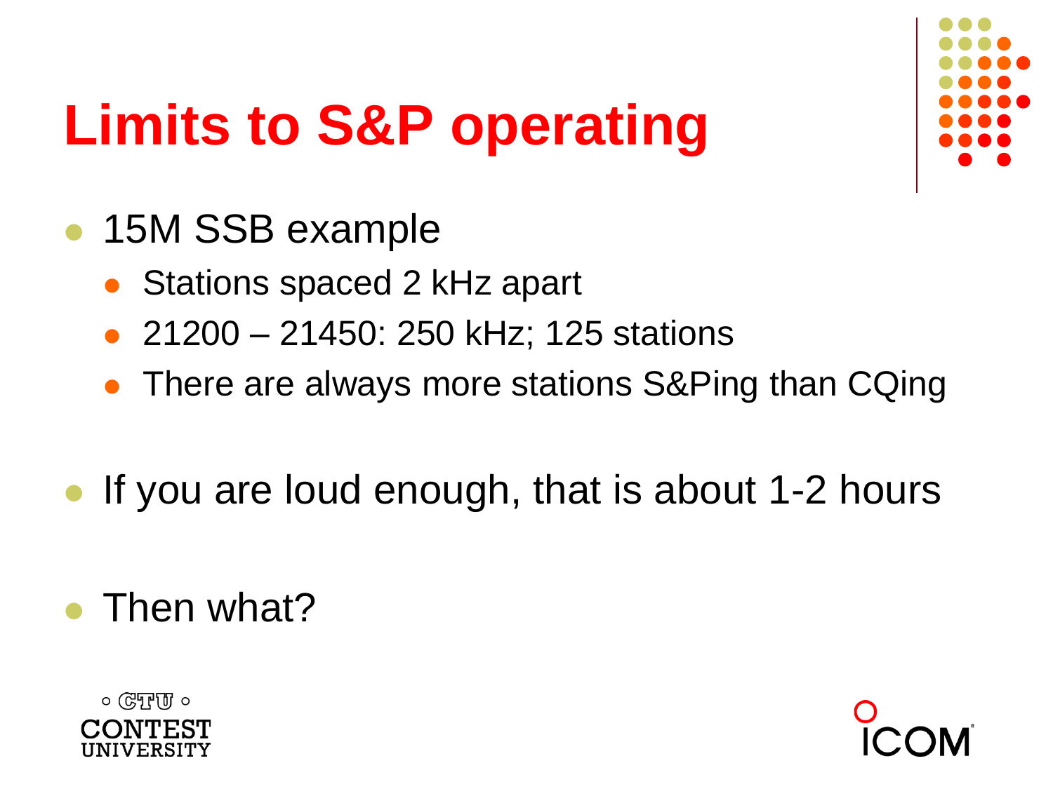# Limits to S&P operating

- 15M SSB example
  - Stations spaced 2 kHz apart
  - 21200 – 21450: 250 kHz; 125 stations
  - There are always more stations S&Ping than CQing

- If you are loud enough, that is about 1-2 hours

- Then what?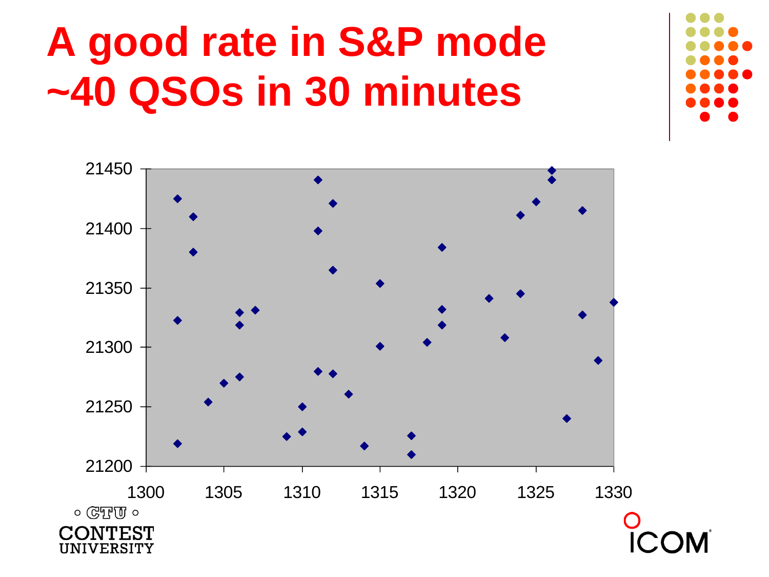# A good rate in S&P mode ~40 QSOs in 30 minutes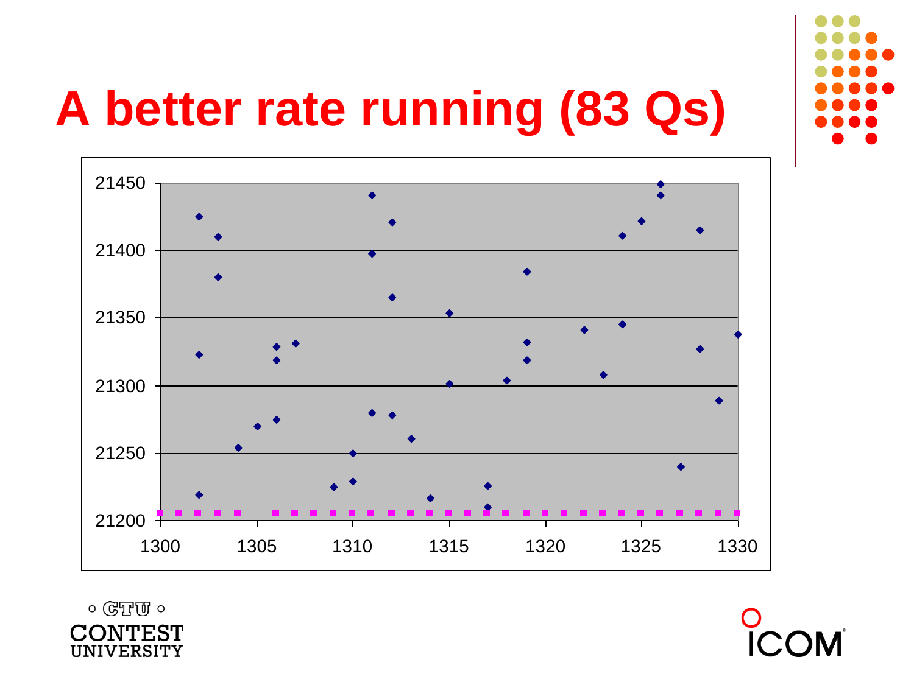# A better rate running (83 Qs)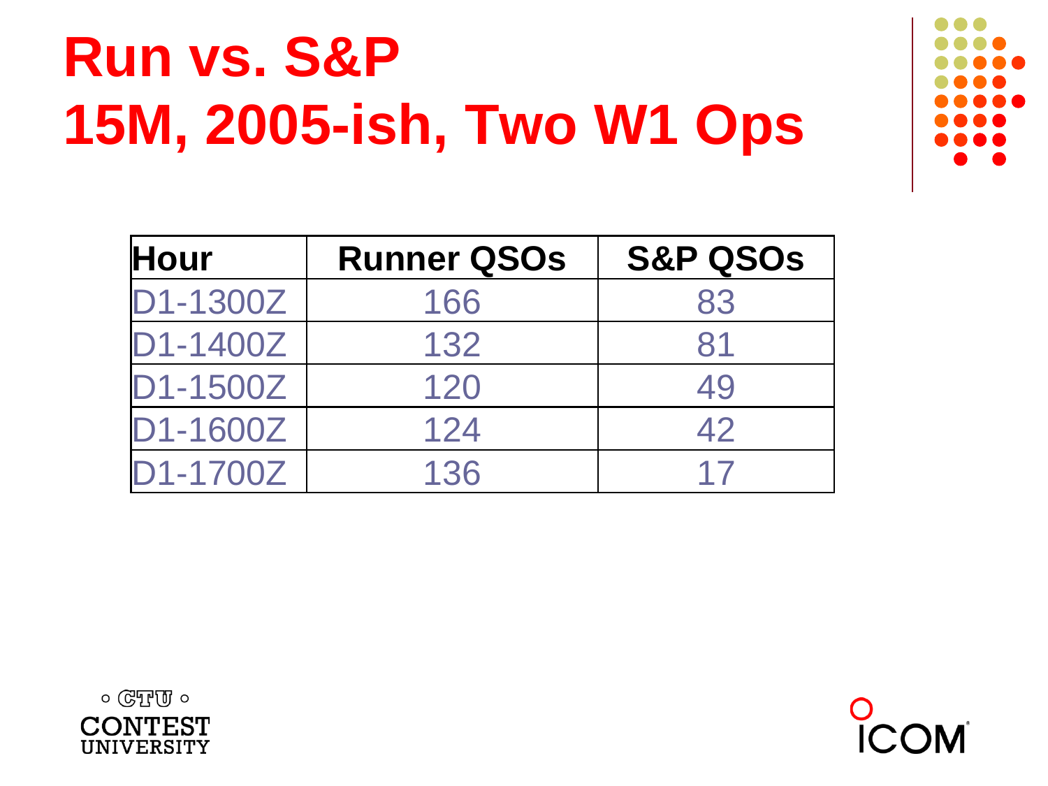# Run vs. S&P
# 15M, 2005-ish, Two W1 Ops

| Hour | Runner QSOs | S&P QSOs |
|---|---|---|
| D1-1300Z | 166 | 83 |
| D1-1400Z | 132 | 81 |
| D1-1500Z | 120 | 49 |
| D1-1600Z | 124 | 42 |
| D1-1700Z | 136 | 17 |

CTU CONTEST UNIVERSITY

ICOM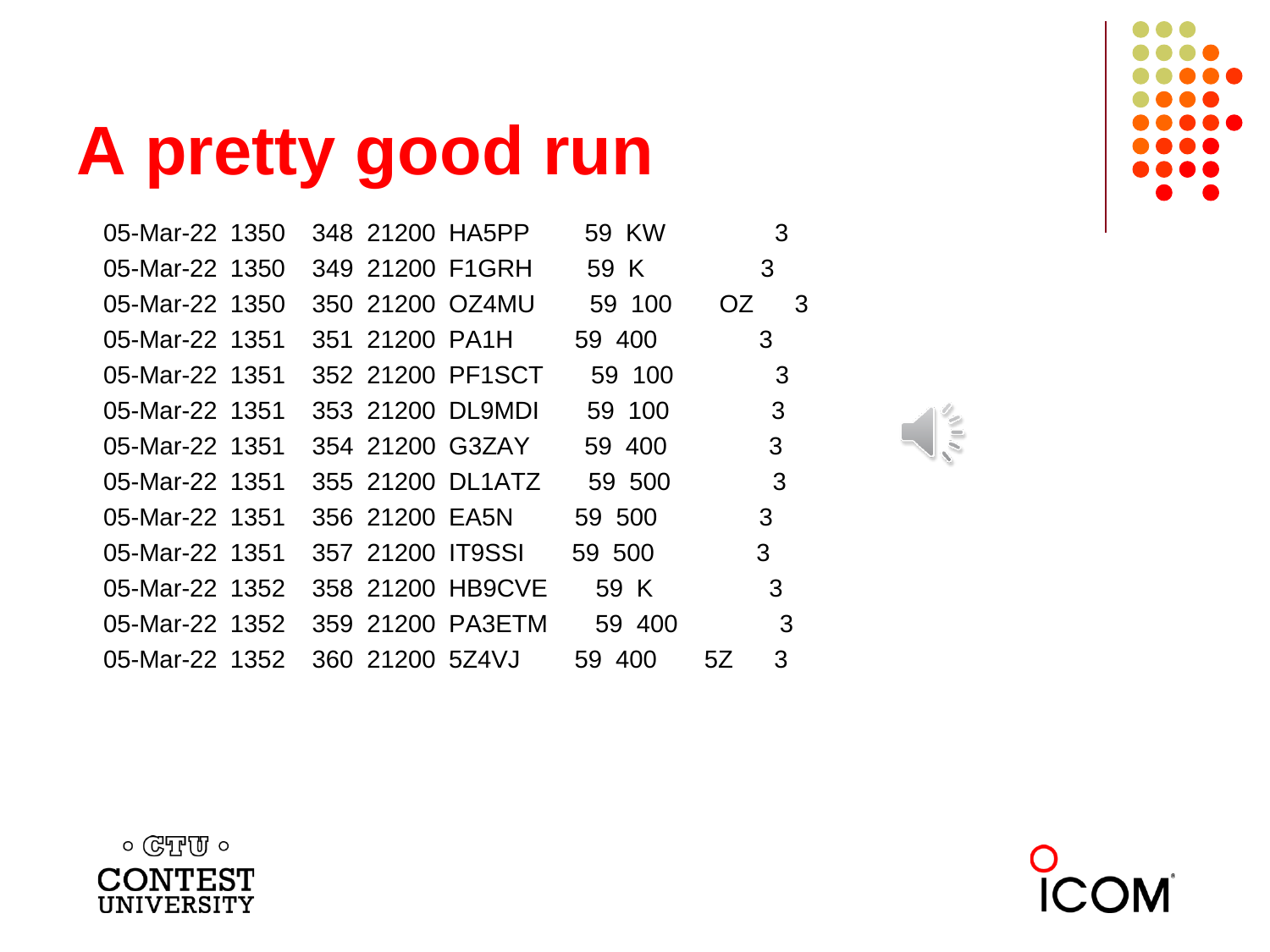# A pretty good run

| | | | | | | | | |
|---|---|---|---|---|---|---|---|---|
| 05-Mar-22 | 1350 | 348 | 21200 | HA5PP | 59 | KW | | 3 |
| 05-Mar-22 | 1350 | 349 | 21200 | F1GRH | 59 | K | | 3 |
| 05-Mar-22 | 1350 | 350 | 21200 | OZ4MU | 59 | 100 | OZ | 3 |
| 05-Mar-22 | 1351 | 351 | 21200 | PA1H | 59 | 400 | | 3 |
| 05-Mar-22 | 1351 | 352 | 21200 | PF1SCT | 59 | 100 | | 3 |
| 05-Mar-22 | 1351 | 353 | 21200 | DL9MDI | 59 | 100 | | 3 |
| 05-Mar-22 | 1351 | 354 | 21200 | G3ZAY | 59 | 400 | | 3 |
| 05-Mar-22 | 1351 | 355 | 21200 | DL1ATZ | 59 | 500 | | 3 |
| 05-Mar-22 | 1351 | 356 | 21200 | EA5N | 59 | 500 | | 3 |
| 05-Mar-22 | 1351 | 357 | 21200 | IT9SSI | 59 | 500 | | 3 |
| 05-Mar-22 | 1352 | 358 | 21200 | HB9CVE | 59 | K | | 3 |
| 05-Mar-22 | 1352 | 359 | 21200 | PA3ETM | 59 | 400 | | 3 |
| 05-Mar-22 | 1352 | 360 | 21200 | 5Z4VJ | 59 | 400 | 5Z | 3 |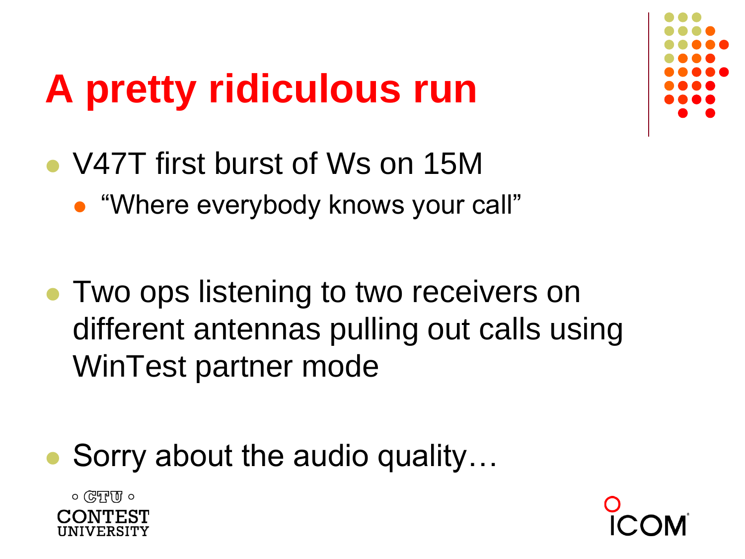# A pretty ridiculous run

- V47T first burst of Ws on 15M
  - "Where everybody knows your call"

- Two ops listening to two receivers on different antennas pulling out calls using WinTest partner mode

- Sorry about the audio quality…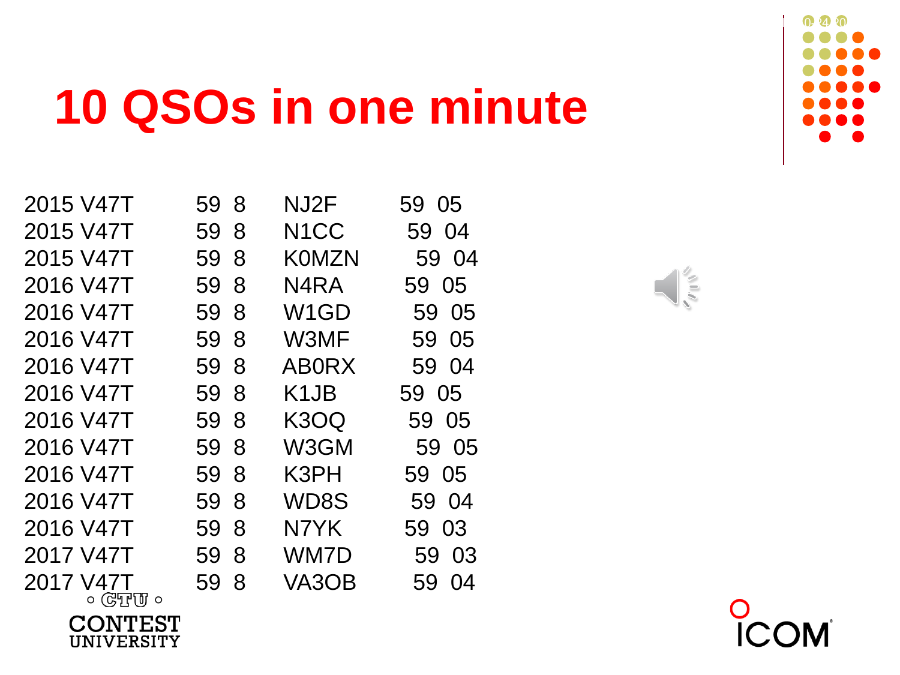# 10 QSOs in one minute

| | | | |
|---|---|---|---|
| 2015 V47T | 59 8 | NJ2F | 59 05 |
| 2015 V47T | 59 8 | N1CC | 59 04 |
| 2015 V47T | 59 8 | K0MZN | 59 04 |
| 2016 V47T | 59 8 | N4RA | 59 05 |
| 2016 V47T | 59 8 | W1GD | 59 05 |
| 2016 V47T | 59 8 | W3MF | 59 05 |
| 2016 V47T | 59 8 | AB0RX | 59 04 |
| 2016 V47T | 59 8 | K1JB | 59 05 |
| 2016 V47T | 59 8 | K3OQ | 59 05 |
| 2016 V47T | 59 8 | W3GM | 59 05 |
| 2016 V47T | 59 8 | K3PH | 59 05 |
| 2016 V47T | 59 8 | WD8S | 59 04 |
| 2016 V47T | 59 8 | N7YK | 59 03 |
| 2017 V47T | 59 8 | WM7D | 59 03 |
| 2017 V47T | 59 8 | VA3OB | 59 04 |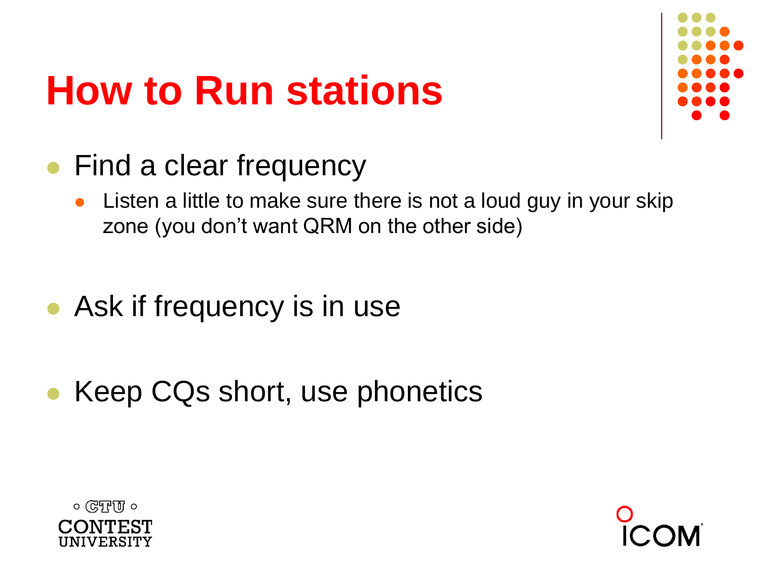# How to Run stations

- Find a clear frequency
  - Listen a little to make sure there is not a loud guy in your skip zone (you don't want QRM on the other side)
- Ask if frequency is in use
- Keep CQs short, use phonetics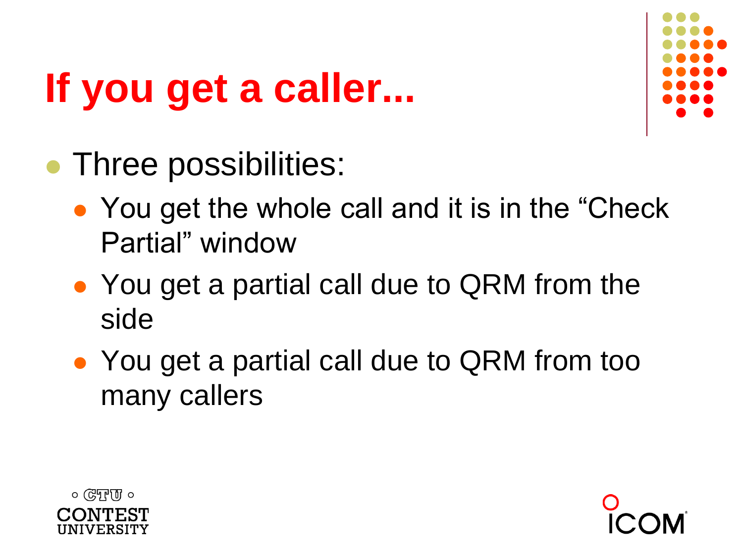# If you get a caller...

- Three possibilities:
  - You get the whole call and it is in the “Check Partial” window
  - You get a partial call due to QRM from the side
  - You get a partial call due to QRM from too many callers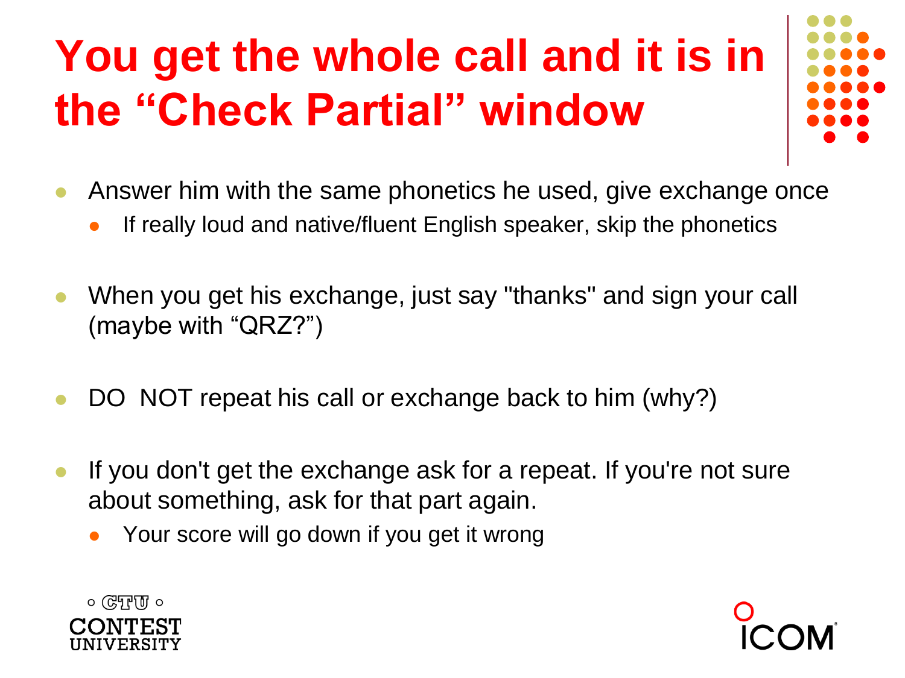# You get the whole call and it is in the "Check Partial" window

- Answer him with the same phonetics he used, give exchange once
  - If really loud and native/fluent English speaker, skip the phonetics
- When you get his exchange, just say "thanks" and sign your call (maybe with "QRZ?")
- DO NOT repeat his call or exchange back to him (why?)
- If you don't get the exchange ask for a repeat. If you're not sure about something, ask for that part again.
  - Your score will go down if you get it wrong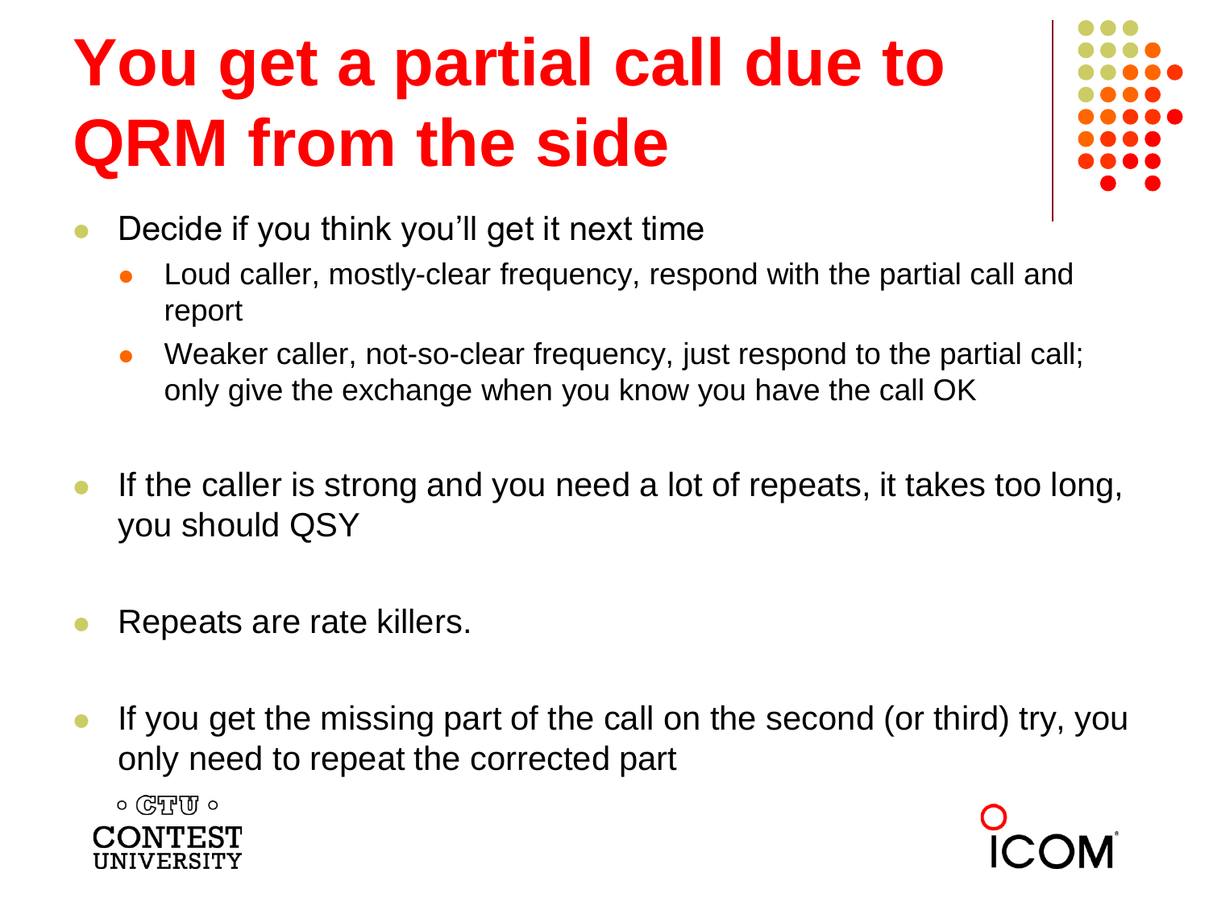# You get a partial call due to QRM from the side

- Decide if you think you'll get it next time
  - Loud caller, mostly-clear frequency, respond with the partial call and report
  - Weaker caller, not-so-clear frequency, just respond to the partial call; only give the exchange when you know you have the call OK
- If the caller is strong and you need a lot of repeats, it takes too long, you should QSY
- Repeats are rate killers.
- If you get the missing part of the call on the second (or third) try, you only need to repeat the corrected part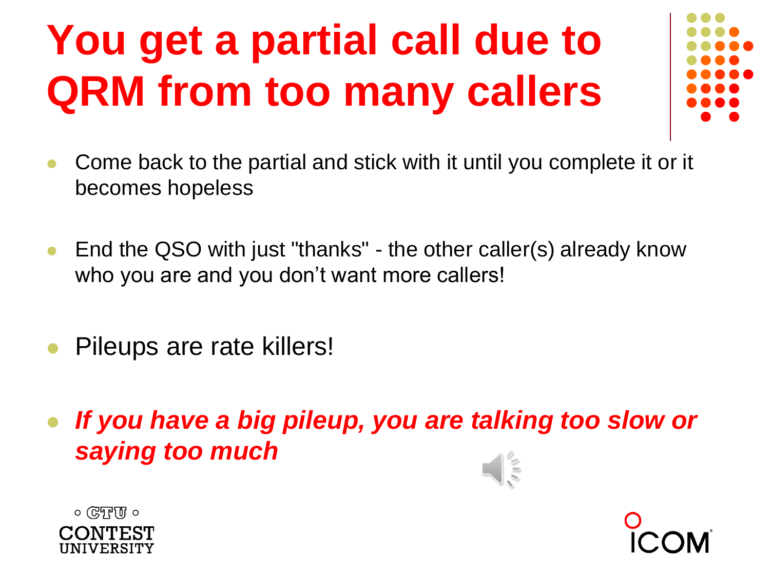# You get a partial call due to QRM from too many callers

- Come back to the partial and stick with it until you complete it or it becomes hopeless
- End the QSO with just "thanks" - the other caller(s) already know who you are and you don't want more callers!
- Pileups are rate killers!
- ***If you have a big pileup, you are talking too slow or saying too much***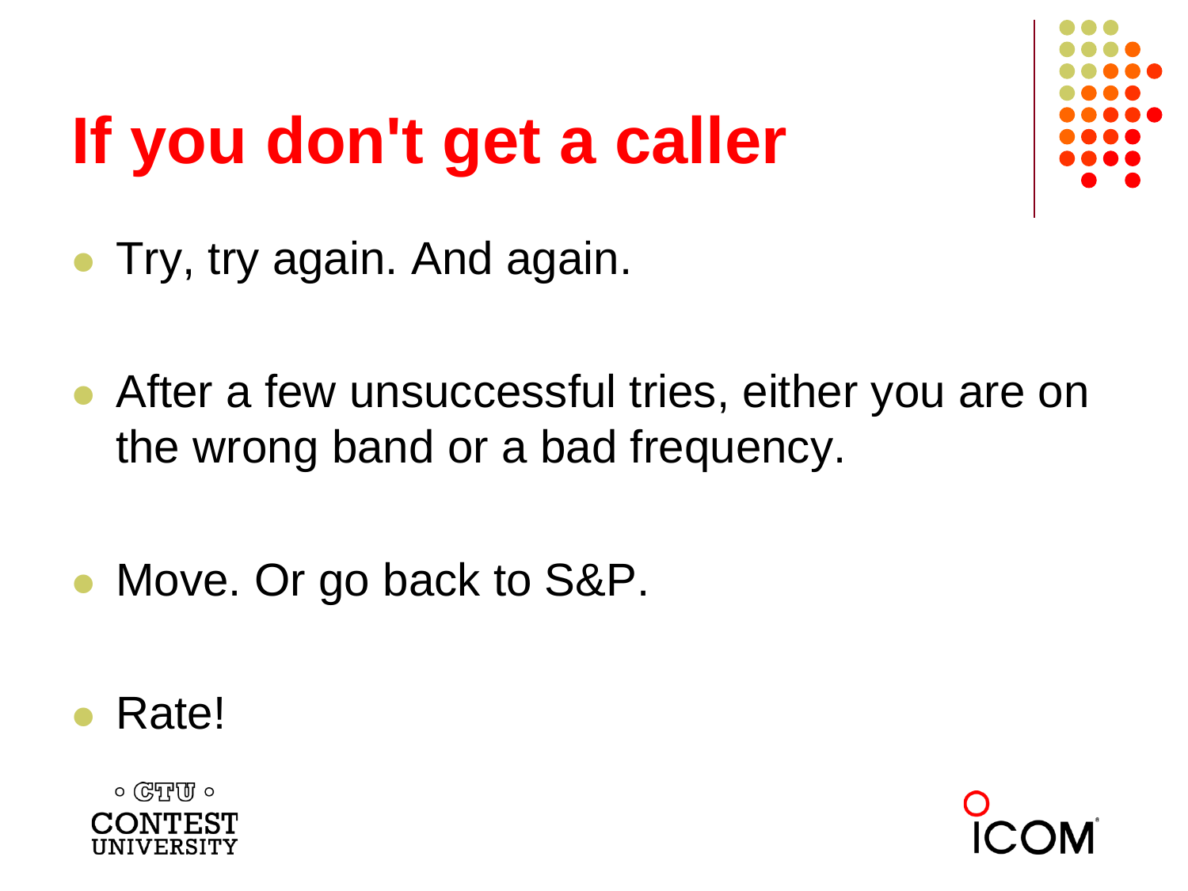# If you don't get a caller

- Try, try again. And again.
- After a few unsuccessful tries, either you are on the wrong band or a bad frequency.
- Move. Or go back to S&P.
- Rate!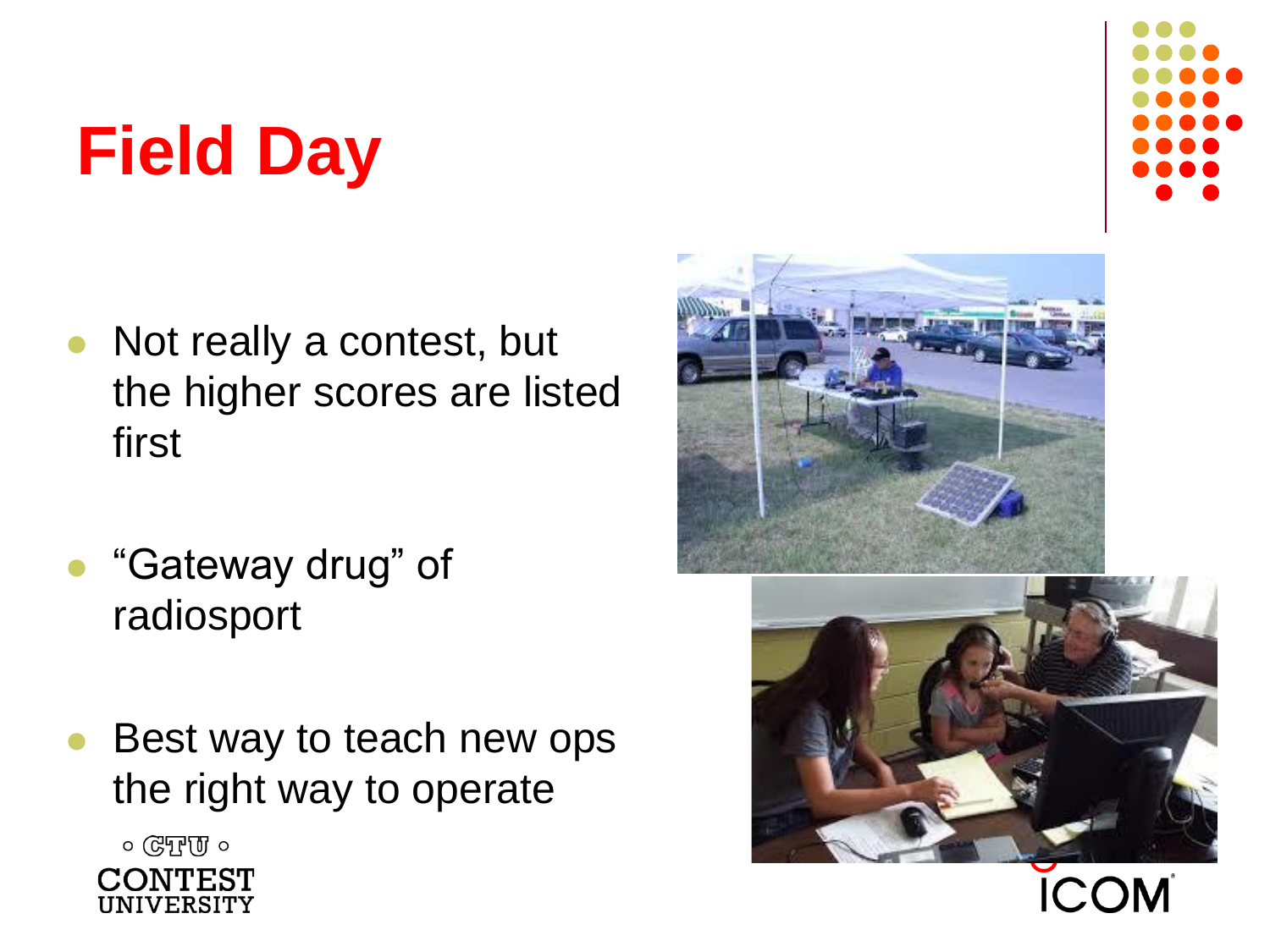# Field Day

- Not really a contest, but the higher scores are listed first
- "Gateway drug" of radiosport
- Best way to teach new ops the right way to operate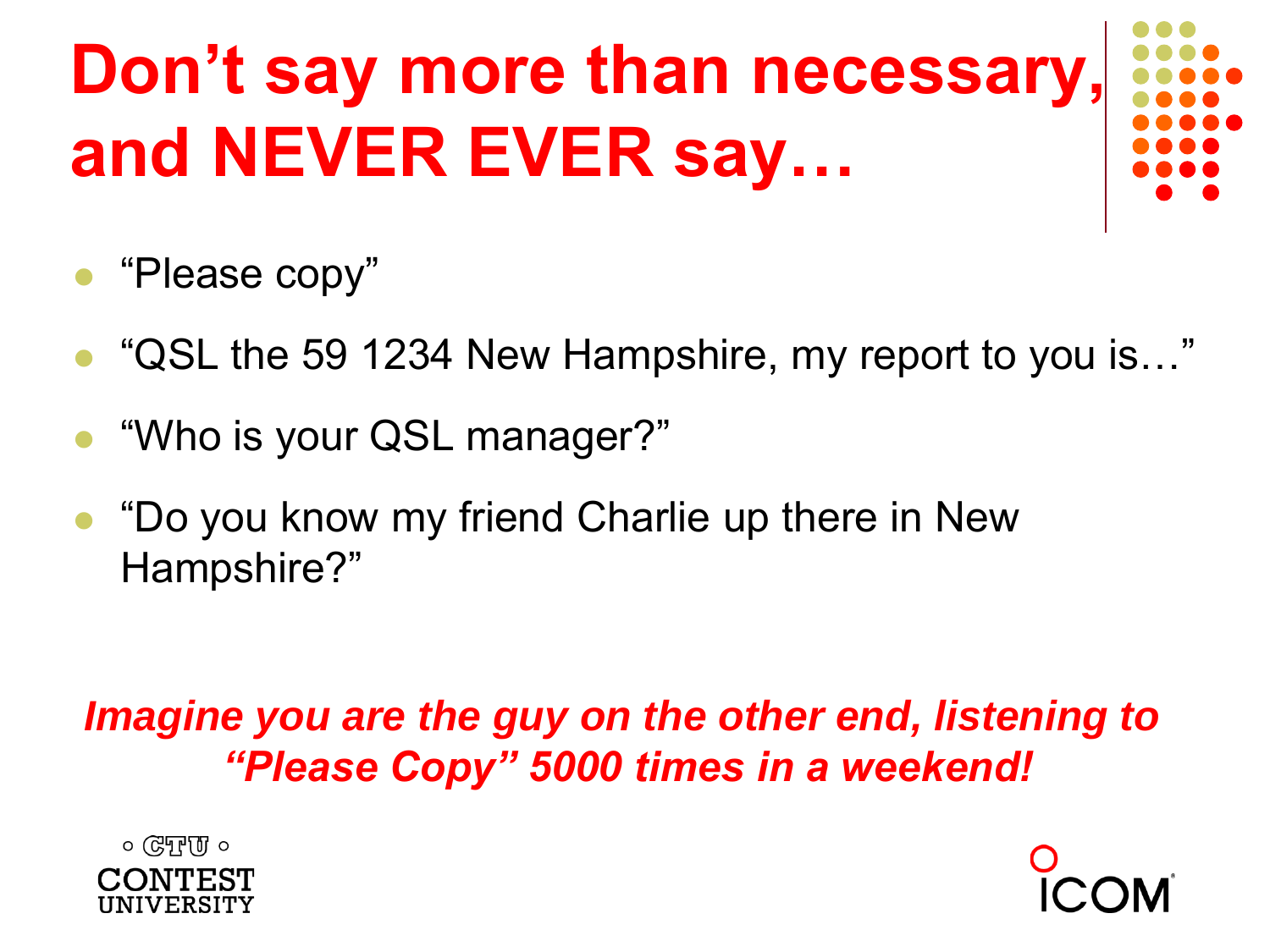# Don’t say more than necessary, and NEVER EVER say…

- “Please copy”
- “QSL the 59 1234 New Hampshire, my report to you is…”
- “Who is your QSL manager?”
- “Do you know my friend Charlie up there in New Hampshire?”

***Imagine you are the guy on the other end, listening to “Please Copy” 5000 times in a weekend!***